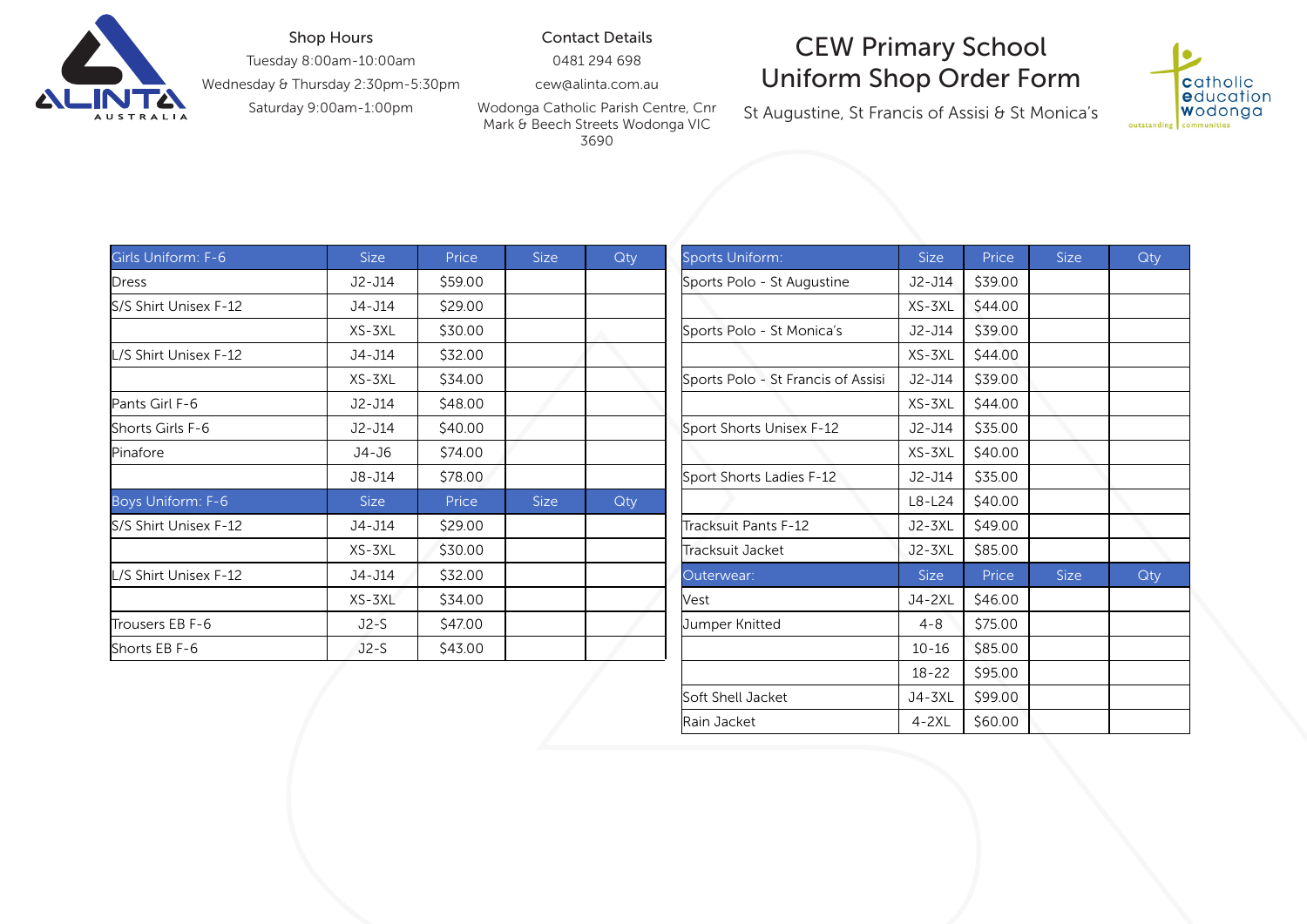# CEW Primary School Uniform Shop Order Form

St Augustine, St Francis of Assisi & St Monica's

**Shop Hours**

Tuesday 8:00am-10:00am

Wednesday & Thursday 2:30pm-5:30pm

Saturday 9:00am-1:00pm

**Contact Details**

0481 294 698

cew@alinta.com.au

Wodonga Catholic Parish Centre, Cnr Mark & Beech Streets Wodonga VIC 3690

| Girls Uniform: F-6 | Size | Price | Size | Qty |
|---|---|---|---|---|
| Dress | J2-J14 | $59.00 | | |
| S/S Shirt Unisex F-12 | J4-J14 | $29.00 | | |
| | XS-3XL | $30.00 | | |
| L/S Shirt Unisex F-12 | J4-J14 | $32.00 | | |
| | XS-3XL | $34.00 | | |
| Pants Girl F-6 | J2-J14 | $48.00 | | |
| Shorts Girls F-6 | J2-J14 | $40.00 | | |
| Pinafore | J4-J6 | $74.00 | | |
| | J8-J14 | $78.00 | | |
| **Boys Uniform: F-6** | **Size** | **Price** | **Size** | **Qty** |
| S/S Shirt Unisex F-12 | J4-J14 | $29.00 | | |
| | XS-3XL | $30.00 | | |
| L/S Shirt Unisex F-12 | J4-J14 | $32.00 | | |
| | XS-3XL | $34.00 | | |
| Trousers EB F-6 | J2-S | $47.00 | | |
| Shorts EB F-6 | J2-S | $43.00 | | |

| Sports Uniform: | Size | Price | Size | Qty |
|---|---|---|---|---|
| Sports Polo - St Augustine | J2-J14 | $39.00 | | |
| | XS-3XL | $44.00 | | |
| Sports Polo - St Monica's | J2-J14 | $39.00 | | |
| | XS-3XL | $44.00 | | |
| Sports Polo - St Francis of Assisi | J2-J14 | $39.00 | | |
| | XS-3XL | $44.00 | | |
| Sport Shorts Unisex F-12 | J2-J14 | $35.00 | | |
| | XS-3XL | $40.00 | | |
| Sport Shorts Ladies F-12 | J2-J14 | $35.00 | | |
| | L8-L24 | $40.00 | | |
| Tracksuit Pants F-12 | J2-3XL | $49.00 | | |
| Tracksuit Jacket | J2-3XL | $85.00 | | |
| **Outerwear:** | **Size** | **Price** | **Size** | **Qty** |
| Vest | J4-2XL | $46.00 | | |
| Jumper Knitted | 4-8 | $75.00 | | |
| | 10-16 | $85.00 | | |
| | 18-22 | $95.00 | | |
| Soft Shell Jacket | J4-3XL | $99.00 | | |
| Rain Jacket | 4-2XL | $60.00 | | |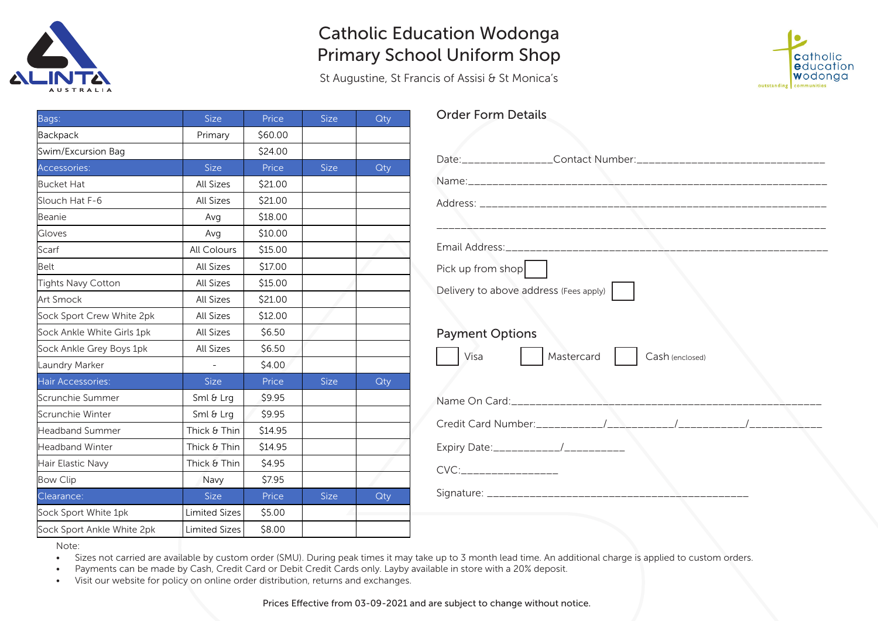# Catholic Education Wodonga
# Primary School Uniform Shop

St Augustine, St Francis of Assisi & St Monica's

| Bags: | Size | Price | Size | Qty |
|---|---|---|---|---|
| Backpack | Primary | $60.00 | | |
| Swim/Excursion Bag | | $24.00 | | |
| **Accessories:** | **Size** | **Price** | **Size** | **Qty** |
| Bucket Hat | All Sizes | $21.00 | | |
| Slouch Hat F-6 | All Sizes | $21.00 | | |
| Beanie | Avg | $18.00 | | |
| Gloves | Avg | $10.00 | | |
| Scarf | All Colours | $15.00 | | |
| Belt | All Sizes | $17.00 | | |
| Tights Navy Cotton | All Sizes | $15.00 | | |
| Art Smock | All Sizes | $21.00 | | |
| Sock Sport Crew White 2pk | All Sizes | $12.00 | | |
| Sock Ankle White Girls 1pk | All Sizes | $6.50 | | |
| Sock Ankle Grey Boys 1pk | All Sizes | $6.50 | | |
| Laundry Marker | - | $4.00 | | |
| **Hair Accessories:** | **Size** | **Price** | **Size** | **Qty** |
| Scrunchie Summer | Sml & Lrg | $9.95 | | |
| Scrunchie Winter | Sml & Lrg | $9.95 | | |
| Headband Summer | Thick & Thin | $14.95 | | |
| Headband Winter | Thick & Thin | $14.95 | | |
| Hair Elastic Navy | Thick & Thin | $4.95 | | |
| Bow Clip | Navy | $7.95 | | |
| **Clearance:** | **Size** | **Price** | **Size** | **Qty** |
| Sock Sport White 1pk | Limited Sizes | $5.00 | | |
| Sock Sport Ankle White 2pk | Limited Sizes | $8.00 | | |

## Order Form Details

Date:_______________Contact Number:_________________________________

Name:_____________________________________________________________

Address: ___________________________________________________________

___________________________________________________________________

Email Address:______________________________________________________

Pick up from shop ☐

Delivery to above address (Fees apply) ☐

## Payment Options

☐ Visa ☐ Mastercard ☐ Cash (enclosed)

Name On Card:______________________________________________________

Credit Card Number:___________/___________/___________/____________

Expiry Date:___________/__________

CVC:________________

Signature: __________________________________________

Note:

- Sizes not carried are available by custom order (SMU). During peak times it may take up to 3 month lead time. An additional charge is applied to custom orders.
- Payments can be made by Cash, Credit Card or Debit Credit Cards only. Layby available in store with a 20% deposit.
- Visit our website for policy on online order distribution, returns and exchanges.

Prices Effective from 03-09-2021 and are subject to change without notice.